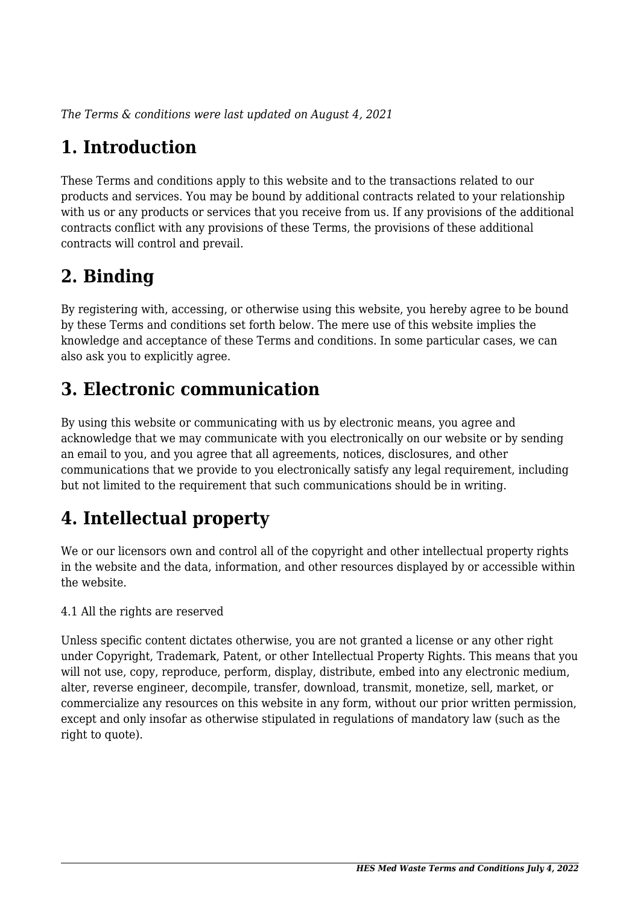*The Terms & conditions were last updated on August 4, 2021*

# 1. Introduction

These Terms and conditions apply to this website and to the transactions related to our products and services. You may be bound by additional contracts related to your relationship with us or any products or services that you receive from us. If any provisions of the additional contracts conflict with any provisions of these Terms, the provisions of these additional contracts will control and prevail.

# 2. Binding

By registering with, accessing, or otherwise using this website, you hereby agree to be bound by these Terms and conditions set forth below. The mere use of this website implies the knowledge and acceptance of these Terms and conditions. In some particular cases, we can also ask you to explicitly agree.

# 3. Electronic communication

By using this website or communicating with us by electronic means, you agree and acknowledge that we may communicate with you electronically on our website or by sending an email to you, and you agree that all agreements, notices, disclosures, and other communications that we provide to you electronically satisfy any legal requirement, including but not limited to the requirement that such communications should be in writing.

# 4. Intellectual property

We or our licensors own and control all of the copyright and other intellectual property rights in the website and the data, information, and other resources displayed by or accessible within the website.

4.1 All the rights are reserved

Unless specific content dictates otherwise, you are not granted a license or any other right under Copyright, Trademark, Patent, or other Intellectual Property Rights. This means that you will not use, copy, reproduce, perform, display, distribute, embed into any electronic medium, alter, reverse engineer, decompile, transfer, download, transmit, monetize, sell, market, or commercialize any resources on this website in any form, without our prior written permission, except and only insofar as otherwise stipulated in regulations of mandatory law (such as the right to quote).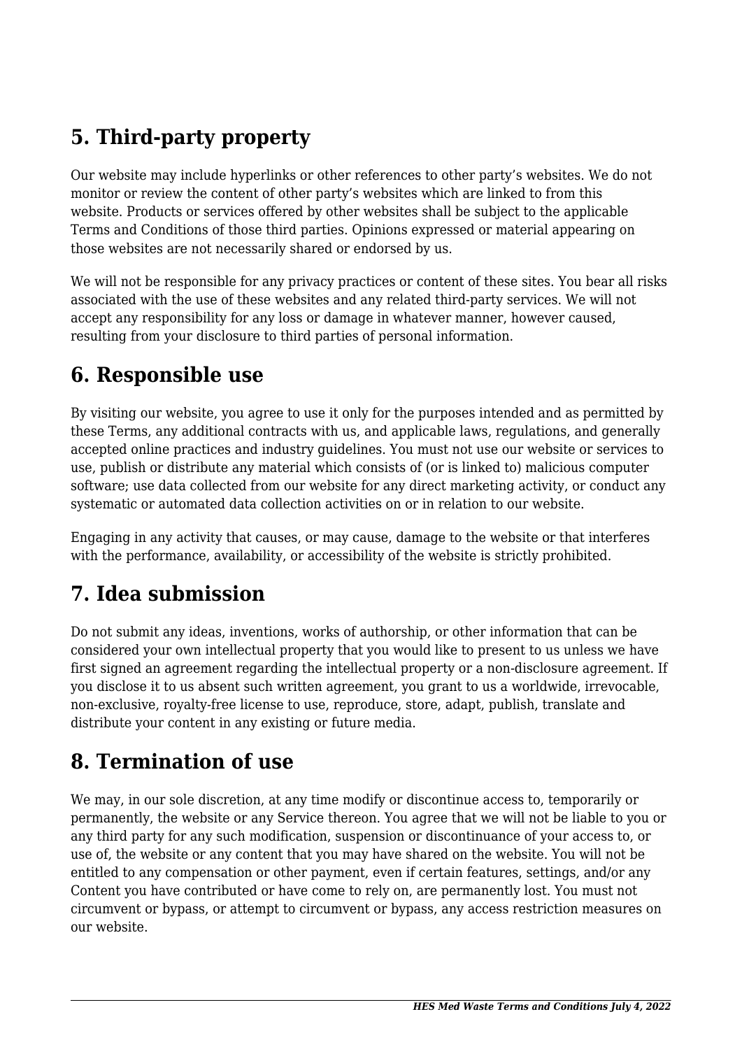## 5. Third-party property

Our website may include hyperlinks or other references to other party's websites. We do not monitor or review the content of other party's websites which are linked to from this website. Products or services offered by other websites shall be subject to the applicable Terms and Conditions of those third parties. Opinions expressed or material appearing on those websites are not necessarily shared or endorsed by us.

We will not be responsible for any privacy practices or content of these sites. You bear all risks associated with the use of these websites and any related third-party services. We will not accept any responsibility for any loss or damage in whatever manner, however caused, resulting from your disclosure to third parties of personal information.

## 6. Responsible use

By visiting our website, you agree to use it only for the purposes intended and as permitted by these Terms, any additional contracts with us, and applicable laws, regulations, and generally accepted online practices and industry guidelines. You must not use our website or services to use, publish or distribute any material which consists of (or is linked to) malicious computer software; use data collected from our website for any direct marketing activity, or conduct any systematic or automated data collection activities on or in relation to our website.

Engaging in any activity that causes, or may cause, damage to the website or that interferes with the performance, availability, or accessibility of the website is strictly prohibited.

## 7. Idea submission

Do not submit any ideas, inventions, works of authorship, or other information that can be considered your own intellectual property that you would like to present to us unless we have first signed an agreement regarding the intellectual property or a non-disclosure agreement. If you disclose it to us absent such written agreement, you grant to us a worldwide, irrevocable, non-exclusive, royalty-free license to use, reproduce, store, adapt, publish, translate and distribute your content in any existing or future media.

## 8. Termination of use

We may, in our sole discretion, at any time modify or discontinue access to, temporarily or permanently, the website or any Service thereon. You agree that we will not be liable to you or any third party for any such modification, suspension or discontinuance of your access to, or use of, the website or any content that you may have shared on the website. You will not be entitled to any compensation or other payment, even if certain features, settings, and/or any Content you have contributed or have come to rely on, are permanently lost. You must not circumvent or bypass, or attempt to circumvent or bypass, any access restriction measures on our website.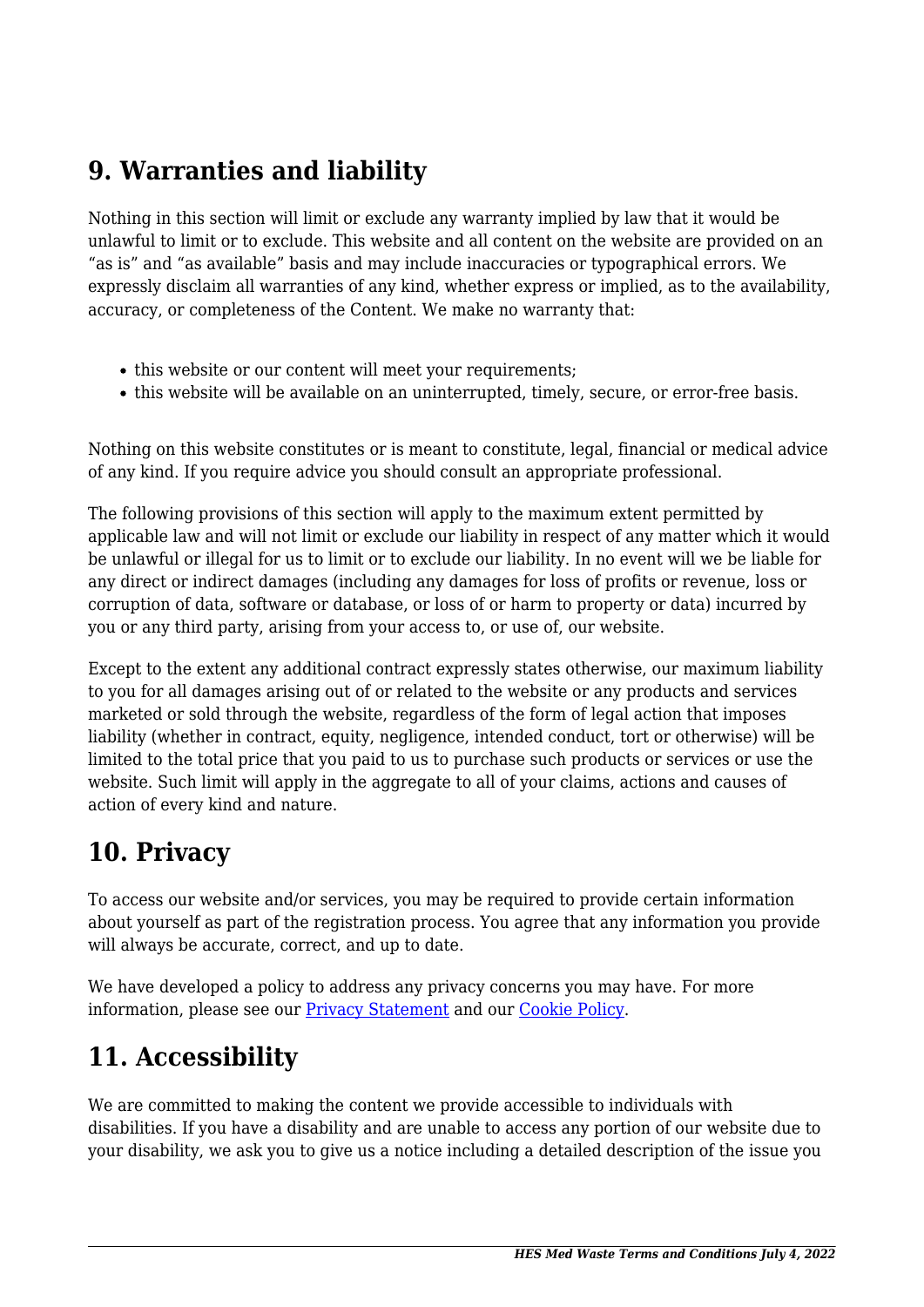## 9. Warranties and liability

Nothing in this section will limit or exclude any warranty implied by law that it would be unlawful to limit or to exclude. This website and all content on the website are provided on an "as is" and "as available" basis and may include inaccuracies or typographical errors. We expressly disclaim all warranties of any kind, whether express or implied, as to the availability, accuracy, or completeness of the Content. We make no warranty that:

- this website or our content will meet your requirements;
- this website will be available on an uninterrupted, timely, secure, or error-free basis.

Nothing on this website constitutes or is meant to constitute, legal, financial or medical advice of any kind. If you require advice you should consult an appropriate professional.

The following provisions of this section will apply to the maximum extent permitted by applicable law and will not limit or exclude our liability in respect of any matter which it would be unlawful or illegal for us to limit or to exclude our liability. In no event will we be liable for any direct or indirect damages (including any damages for loss of profits or revenue, loss or corruption of data, software or database, or loss of or harm to property or data) incurred by you or any third party, arising from your access to, or use of, our website.

Except to the extent any additional contract expressly states otherwise, our maximum liability to you for all damages arising out of or related to the website or any products and services marketed or sold through the website, regardless of the form of legal action that imposes liability (whether in contract, equity, negligence, intended conduct, tort or otherwise) will be limited to the total price that you paid to us to purchase such products or services or use the website. Such limit will apply in the aggregate to all of your claims, actions and causes of action of every kind and nature.

## 10. Privacy

To access our website and/or services, you may be required to provide certain information about yourself as part of the registration process. You agree that any information you provide will always be accurate, correct, and up to date.

We have developed a policy to address any privacy concerns you may have. For more information, please see our [Privacy Statement] and our [Cookie Policy].

## 11. Accessibility

We are committed to making the content we provide accessible to individuals with disabilities. If you have a disability and are unable to access any portion of our website due to your disability, we ask you to give us a notice including a detailed description of the issue you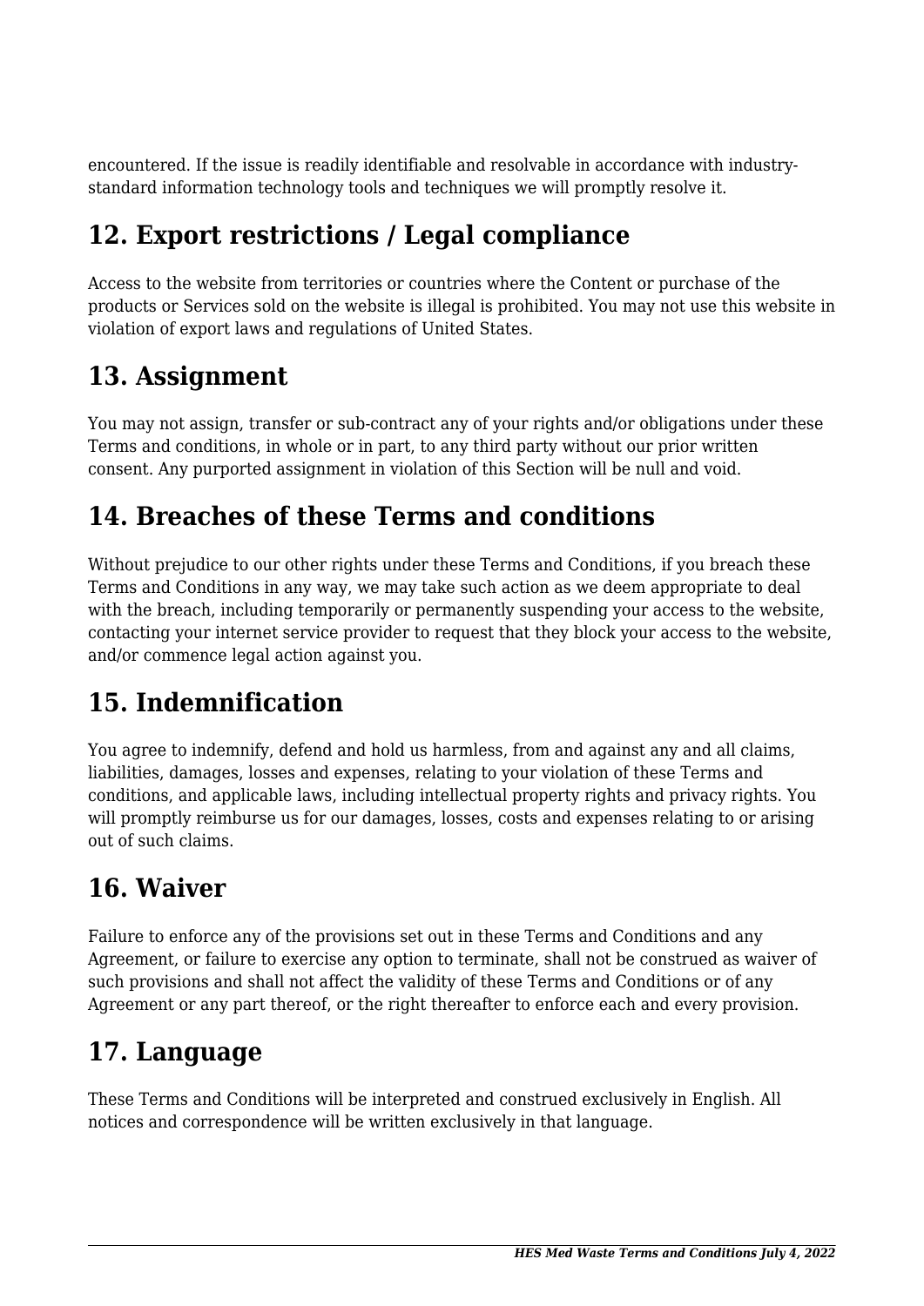encountered. If the issue is readily identifiable and resolvable in accordance with industry-standard information technology tools and techniques we will promptly resolve it.

## 12. Export restrictions / Legal compliance

Access to the website from territories or countries where the Content or purchase of the products or Services sold on the website is illegal is prohibited. You may not use this website in violation of export laws and regulations of United States.

## 13. Assignment

You may not assign, transfer or sub-contract any of your rights and/or obligations under these Terms and conditions, in whole or in part, to any third party without our prior written consent. Any purported assignment in violation of this Section will be null and void.

## 14. Breaches of these Terms and conditions

Without prejudice to our other rights under these Terms and Conditions, if you breach these Terms and Conditions in any way, we may take such action as we deem appropriate to deal with the breach, including temporarily or permanently suspending your access to the website, contacting your internet service provider to request that they block your access to the website, and/or commence legal action against you.

## 15. Indemnification

You agree to indemnify, defend and hold us harmless, from and against any and all claims, liabilities, damages, losses and expenses, relating to your violation of these Terms and conditions, and applicable laws, including intellectual property rights and privacy rights. You will promptly reimburse us for our damages, losses, costs and expenses relating to or arising out of such claims.

## 16. Waiver

Failure to enforce any of the provisions set out in these Terms and Conditions and any Agreement, or failure to exercise any option to terminate, shall not be construed as waiver of such provisions and shall not affect the validity of these Terms and Conditions or of any Agreement or any part thereof, or the right thereafter to enforce each and every provision.

## 17. Language

These Terms and Conditions will be interpreted and construed exclusively in English. All notices and correspondence will be written exclusively in that language.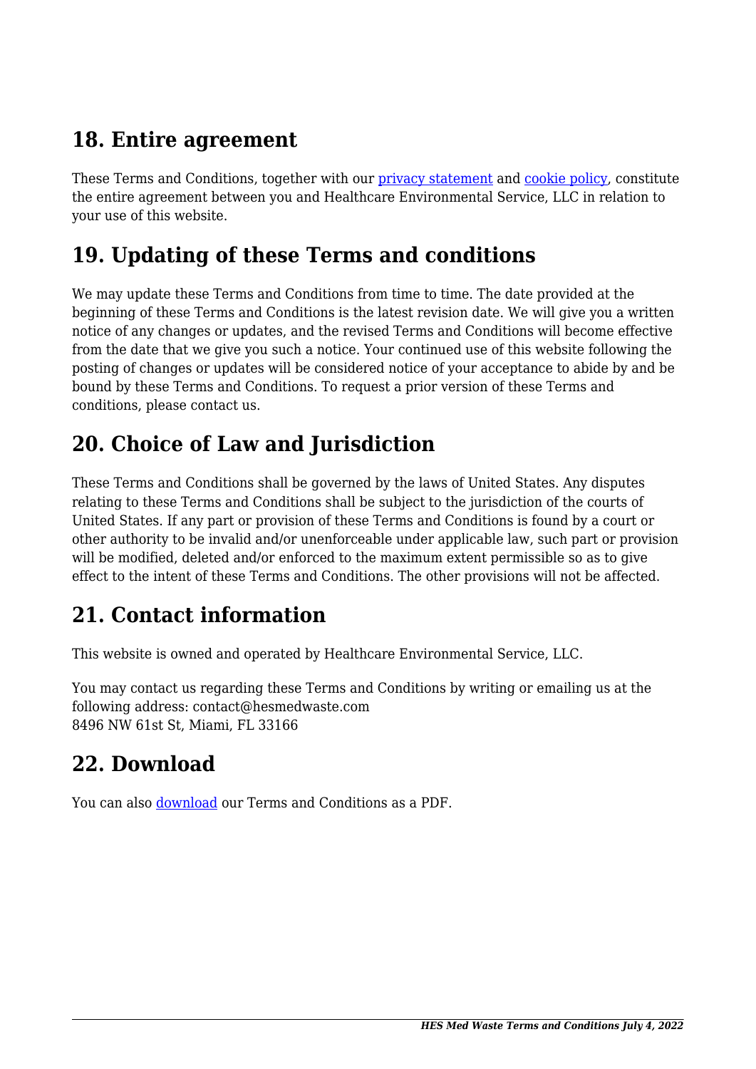## 18. Entire agreement

These Terms and Conditions, together with our privacy statement and cookie policy, constitute the entire agreement between you and Healthcare Environmental Service, LLC in relation to your use of this website.

## 19. Updating of these Terms and conditions

We may update these Terms and Conditions from time to time. The date provided at the beginning of these Terms and Conditions is the latest revision date. We will give you a written notice of any changes or updates, and the revised Terms and Conditions will become effective from the date that we give you such a notice. Your continued use of this website following the posting of changes or updates will be considered notice of your acceptance to abide by and be bound by these Terms and Conditions. To request a prior version of these Terms and conditions, please contact us.

## 20. Choice of Law and Jurisdiction

These Terms and Conditions shall be governed by the laws of United States. Any disputes relating to these Terms and Conditions shall be subject to the jurisdiction of the courts of United States. If any part or provision of these Terms and Conditions is found by a court or other authority to be invalid and/or unenforceable under applicable law, such part or provision will be modified, deleted and/or enforced to the maximum extent permissible so as to give effect to the intent of these Terms and Conditions. The other provisions will not be affected.

## 21. Contact information

This website is owned and operated by Healthcare Environmental Service, LLC.

You may contact us regarding these Terms and Conditions by writing or emailing us at the following address: contact@hesmedwaste.com
8496 NW 61st St, Miami, FL 33166

## 22. Download

You can also download our Terms and Conditions as a PDF.